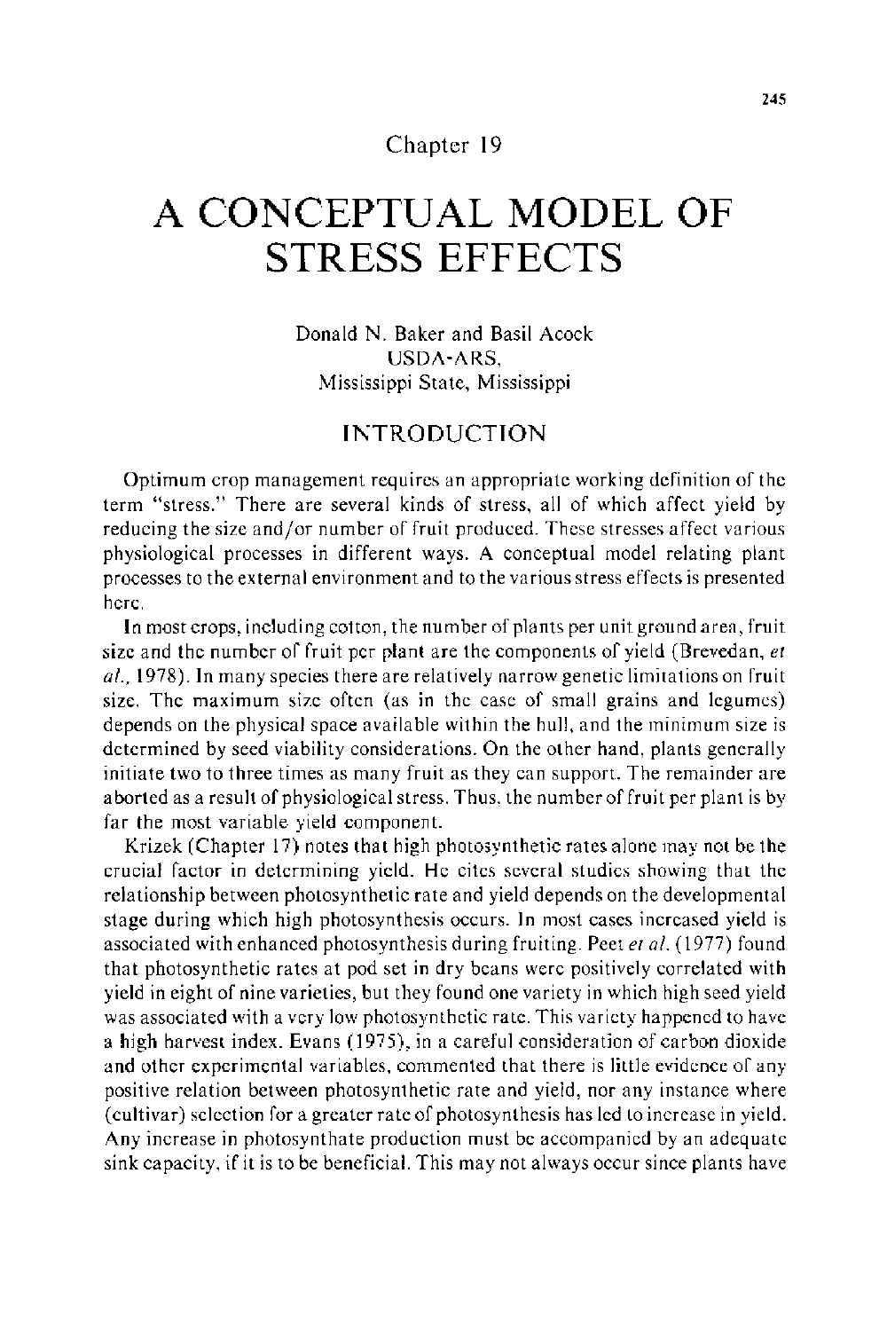Chapter 19

# A CONCEPTUAL MODEL OF STRESS EFFECTS

Donald N. Baker and Basil Acock
USDA-ARS,
Mississippi State, Mississippi

## INTRODUCTION

Optimum crop management requires an appropriate working definition of the term "stress." There are several kinds of stress, all of which affect yield by reducing the size and/or number of fruit produced. These stresses affect various physiological processes in different ways. A conceptual model relating plant processes to the external environment and to the various stress effects is presented here.

In most crops, including cotton, the number of plants per unit ground area, fruit size and the number of fruit per plant are the components of yield (Brevedan, *et al.*, 1978). In many species there are relatively narrow genetic limitations on fruit size. The maximum size often (as in the case of small grains and legumes) depends on the physical space available within the hull, and the minimum size is determined by seed viability considerations. On the other hand, plants generally initiate two to three times as many fruit as they can support. The remainder are aborted as a result of physiological stress. Thus, the number of fruit per plant is by far the most variable yield component.

Krizek (Chapter 17) notes that high photosynthetic rates alone may not be the crucial factor in determining yield. He cites several studies showing that the relationship between photosynthetic rate and yield depends on the developmental stage during which high photosynthesis occurs. In most cases increased yield is associated with enhanced photosynthesis during fruiting. Peet *et al.* (1977) found that photosynthetic rates at pod set in dry beans were positively correlated with yield in eight of nine varieties, but they found one variety in which high seed yield was associated with a very low photosynthetic rate. This variety happened to have a high harvest index. Evans (1975), in a careful consideration of carbon dioxide and other experimental variables, commented that there is little evidence of any positive relation between photosynthetic rate and yield, nor any instance where (cultivar) selection for a greater rate of photosynthesis has led to increase in yield. Any increase in photosynthate production must be accompanied by an adequate sink capacity, if it is to be beneficial. This may not always occur since plants have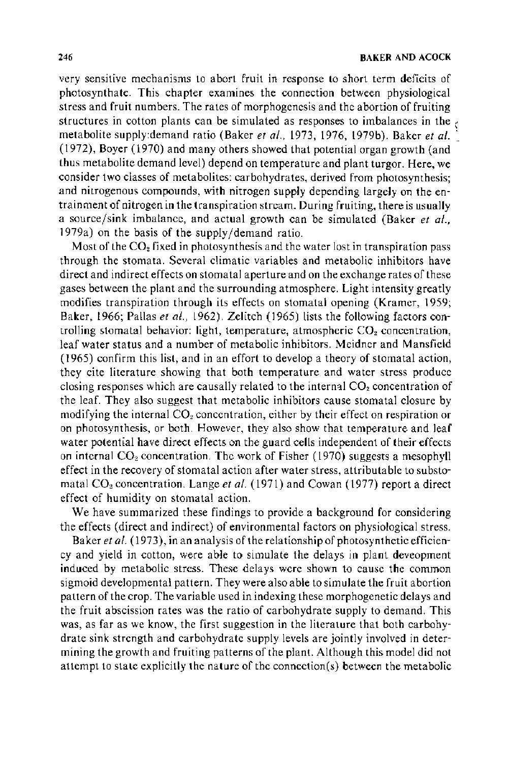very sensitive mechanisms to abort fruit in response to short term deficits of photosynthate. This chapter examines the connection between physiological stress and fruit numbers. The rates of morphogenesis and the abortion of fruiting structures in cotton plants can be simulated as responses to imbalances in the metabolite supply:demand ratio (Baker *et al.*, 1973, 1976, 1979b). Baker *et al.* (1972), Boyer (1970) and many others showed that potential organ growth (and thus metabolite demand level) depend on temperature and plant turgor. Here, we consider two classes of metabolites: carbohydrates, derived from photosynthesis; and nitrogenous compounds, with nitrogen supply depending largely on the entrainment of nitrogen in the transpiration stream. During fruiting, there is usually a source/sink imbalance, and actual growth can be simulated (Baker *et al.*, 1979a) on the basis of the supply/demand ratio.

Most of the $CO_2$ fixed in photosynthesis and the water lost in transpiration pass through the stomata. Several climatic variables and metabolic inhibitors have direct and indirect effects on stomatal aperture and on the exchange rates of these gases between the plant and the surrounding atmosphere. Light intensity greatly modifies transpiration through its effects on stomatal opening (Kramer, 1959; Baker, 1966; Pallas *et al.*, 1962). Zelitch (1965) lists the following factors controlling stomatal behavior: light, temperature, atmospheric $CO_2$ concentration, leaf water status and a number of metabolic inhibitors. Meidner and Mansfield (1965) confirm this list, and in an effort to develop a theory of stomatal action, they cite literature showing that both temperature and water stress produce closing responses which are causally related to the internal $CO_2$ concentration of the leaf. They also suggest that metabolic inhibitors cause stomatal closure by modifying the internal $CO_2$ concentration, either by their effect on respiration or on photosynthesis, or both. However, they also show that temperature and leaf water potential have direct effects on the guard cells independent of their effects on internal $CO_2$ concentration. The work of Fisher (1970) suggests a mesophyll effect in the recovery of stomatal action after water stress, attributable to substomatal $CO_2$ concentration. Lange *et al.* (1971) and Cowan (1977) report a direct effect of humidity on stomatal action.

We have summarized these findings to provide a background for considering the effects (direct and indirect) of environmental factors on physiological stress.

Baker *et al.* (1973), in an analysis of the relationship of photosynthetic efficiency and yield in cotton, were able to simulate the delays in plant deveopment induced by metabolic stress. These delays were shown to cause the common sigmoid developmental pattern. They were also able to simulate the fruit abortion pattern of the crop. The variable used in indexing these morphogenetic delays and the fruit abscission rates was the ratio of carbohydrate supply to demand. This was, as far as we know, the first suggestion in the literature that both carbohydrate sink strength and carbohydrate supply levels are jointly involved in determining the growth and fruiting patterns of the plant. Although this model did not attempt to state explicitly the nature of the connection(s) between the metabolic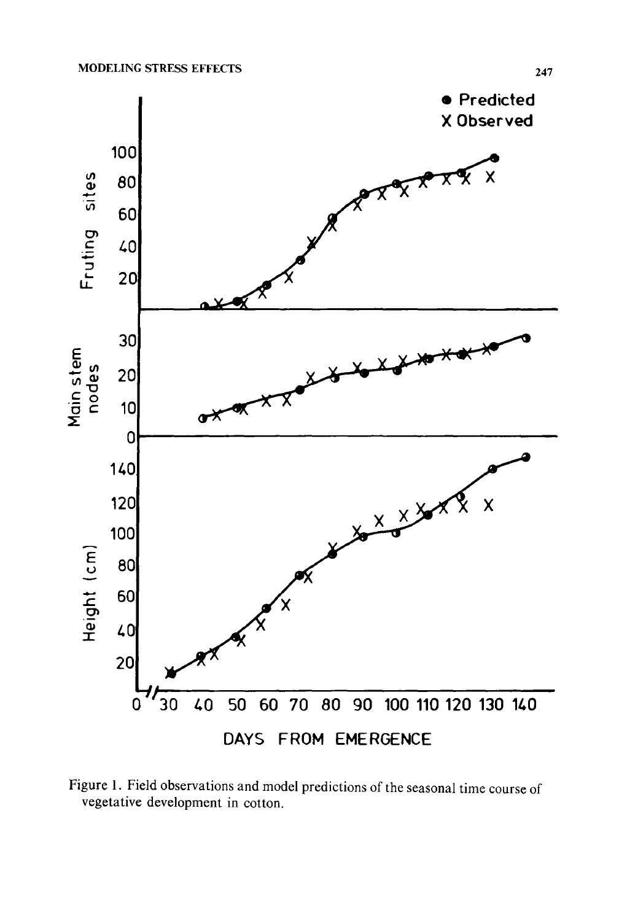Figure 1. Field observations and model predictions of the seasonal time course of vegetative development in cotton.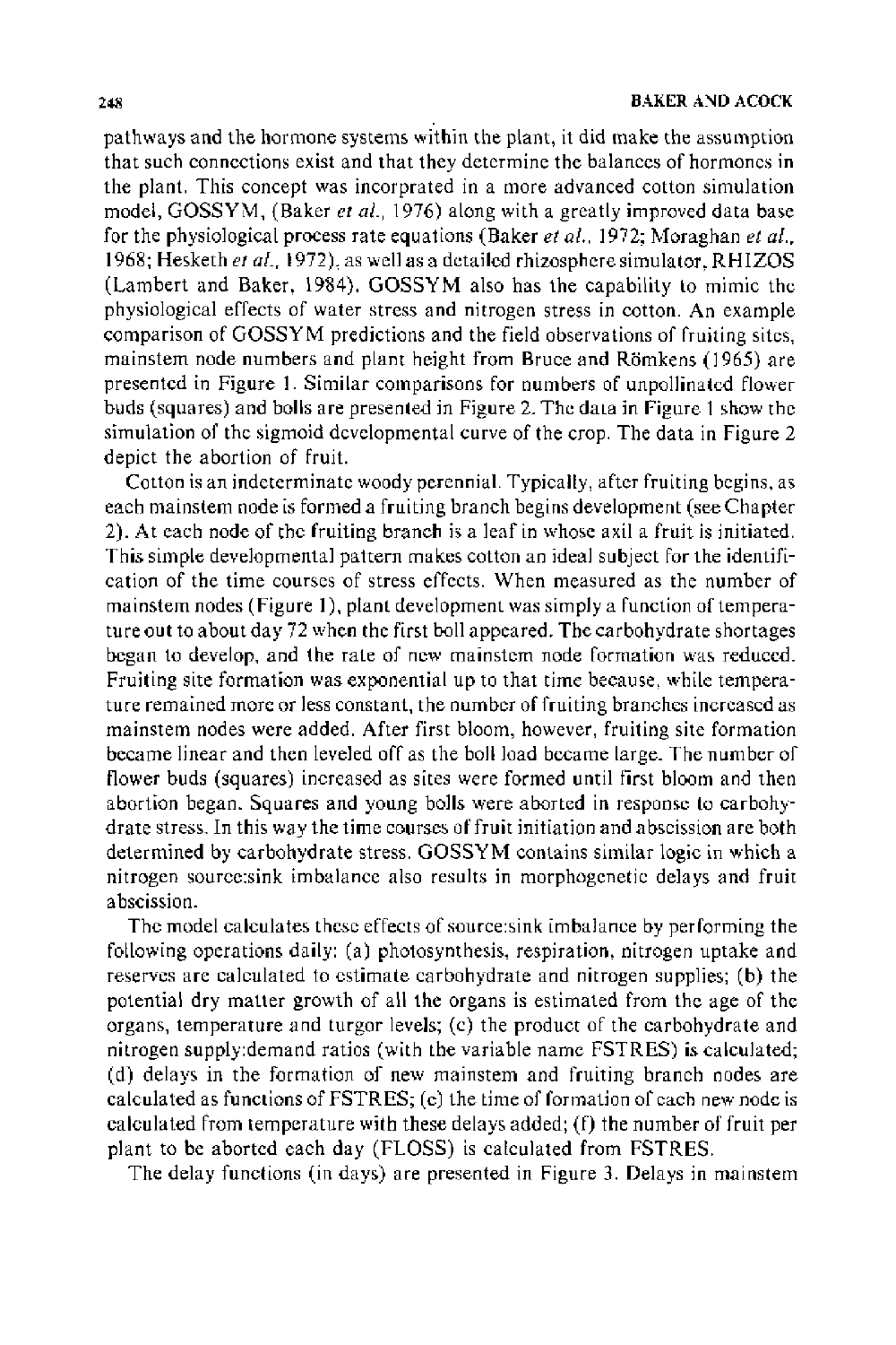pathways and the hormone systems within the plant, it did make the assumption that such connections exist and that they determine the balances of hormones in the plant. This concept was incorprated in a more advanced cotton simulation model, GOSSYM, (Baker *et al.*, 1976) along with a greatly improved data base for the physiological process rate equations (Baker *et al.*, 1972; Moraghan *et al.*, 1968; Hesketh *et al.*, 1972), as well as a detailed rhizosphere simulator, RHIZOS (Lambert and Baker, 1984). GOSSYM also has the capability to mimic the physiological effects of water stress and nitrogen stress in cotton. An example comparison of GOSSYM predictions and the field observations of fruiting sites, mainstem node numbers and plant height from Bruce and Römkens (1965) are presented in Figure 1. Similar comparisons for numbers of unpollinated flower buds (squares) and bolls are presented in Figure 2. The data in Figure 1 show the simulation of the sigmoid developmental curve of the crop. The data in Figure 2 depict the abortion of fruit.

Cotton is an indeterminate woody perennial. Typically, after fruiting begins, as each mainstem node is formed a fruiting branch begins development (see Chapter 2). At each node of the fruiting branch is a leaf in whose axil a fruit is initiated. This simple developmental pattern makes cotton an ideal subject for the identification of the time courses of stress effects. When measured as the number of mainstem nodes (Figure 1), plant development was simply a function of temperature out to about day 72 when the first boll appeared. The carbohydrate shortages began to develop, and the rate of new mainstem node formation was reduced. Fruiting site formation was exponential up to that time because, while temperature remained more or less constant, the number of fruiting branches increased as mainstem nodes were added. After first bloom, however, fruiting site formation became linear and then leveled off as the boll load became large. The number of flower buds (squares) increased as sites were formed until first bloom and then abortion began. Squares and young bolls were aborted in response to carbohydrate stress. In this way the time courses of fruit initiation and abscission are both determined by carbohydrate stress. GOSSYM contains similar logic in which a nitrogen source:sink imbalance also results in morphogenetic delays and fruit abscission.

The model calculates these effects of source:sink imbalance by performing the following operations daily: (a) photosynthesis, respiration, nitrogen uptake and reserves are calculated to estimate carbohydrate and nitrogen supplies; (b) the potential dry matter growth of all the organs is estimated from the age of the organs, temperature and turgor levels; (c) the product of the carbohydrate and nitrogen supply:demand ratios (with the variable name FSTRES) is calculated; (d) delays in the formation of new mainstem and fruiting branch nodes are calculated as functions of FSTRES; (e) the time of formation of each new node is calculated from temperature with these delays added; (f) the number of fruit per plant to be aborted each day (FLOSS) is calculated from FSTRES.

The delay functions (in days) are presented in Figure 3. Delays in mainstem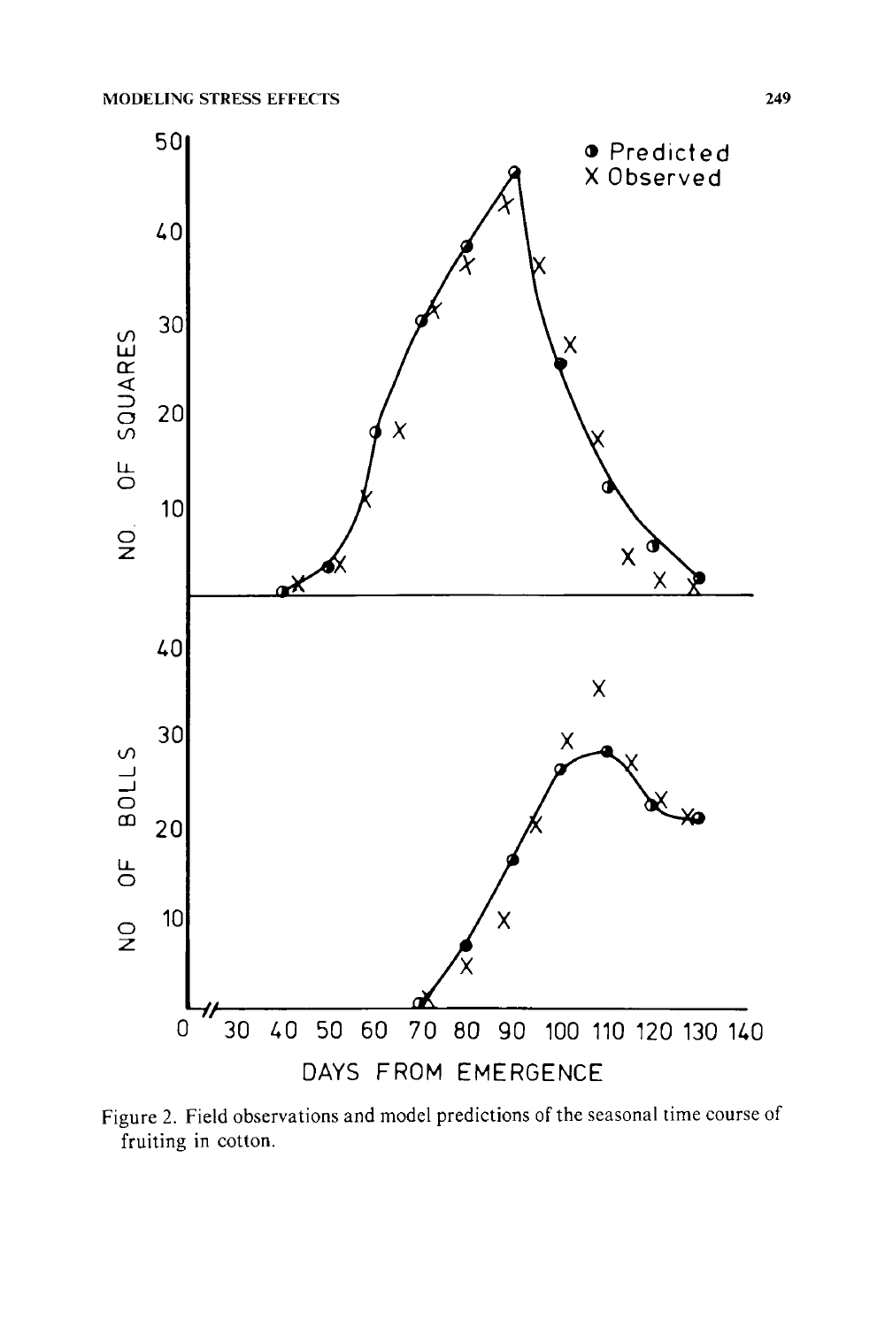Figure 2. Field observations and model predictions of the seasonal time course of fruiting in cotton.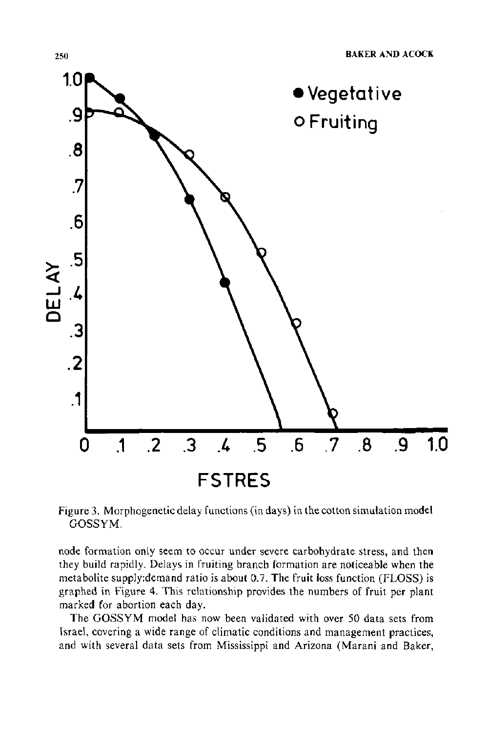Figure 3. Morphogenetic delay functions (in days) in the cotton simulation model GOSSYM.

node formation only seem to occur under severe carbohydrate stress, and then they build rapidly. Delays in fruiting branch formation are noticeable when the metabolite supply:demand ratio is about 0.7. The fruit loss function (FLOSS) is graphed in Figure 4. This relationship provides the numbers of fruit per plant marked for abortion each day.

The GOSSYM model has now been validated with over 50 data sets from Israel, covering a wide range of climatic conditions and management practices, and with several data sets from Mississippi and Arizona (Marani and Baker,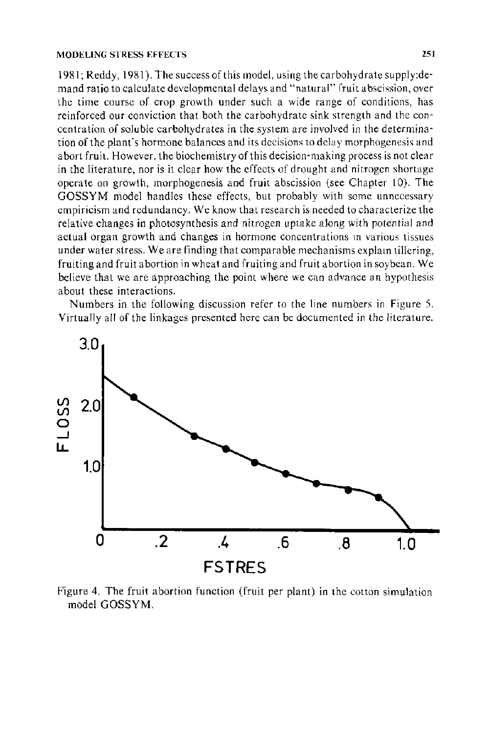1981; Reddy, 1981). The success of this model, using the carbohydrate supply:demand ratio to calculate developmental delays and "natural" fruit abscission, over the time course of crop growth under such a wide range of conditions, has reinforced our conviction that both the carbohydrate sink strength and the concentration of soluble carbohydrates in the system are involved in the determination of the plant's hormone balances and its decisions to delay morphogenesis and abort fruit. However, the biochemistry of this decision-making process is not clear in the literature, nor is it clear how the effects of drought and nitrogen shortage operate on growth, morphogenesis and fruit abscission (see Chapter 10). The GOSSYM model handles these effects, but probably with some unnecessary empiricism and redundancy. We know that research is needed to characterize the relative changes in photosynthesis and nitrogen uptake along with potential and actual organ growth and changes in hormone concentrations in various tissues under water stress. We are finding that comparable mechanisms explain tillering, fruiting and fruit abortion in wheat and fruiting and fruit abortion in soybean. We believe that we are approaching the point where we can advance an hypothesis about these interactions.

Numbers in the following discussion refer to the line numbers in Figure 5. Virtually all of the linkages presented here can be documented in the literature.

Figure 4. The fruit abortion function (fruit per plant) in the cotton simulation model GOSSYM.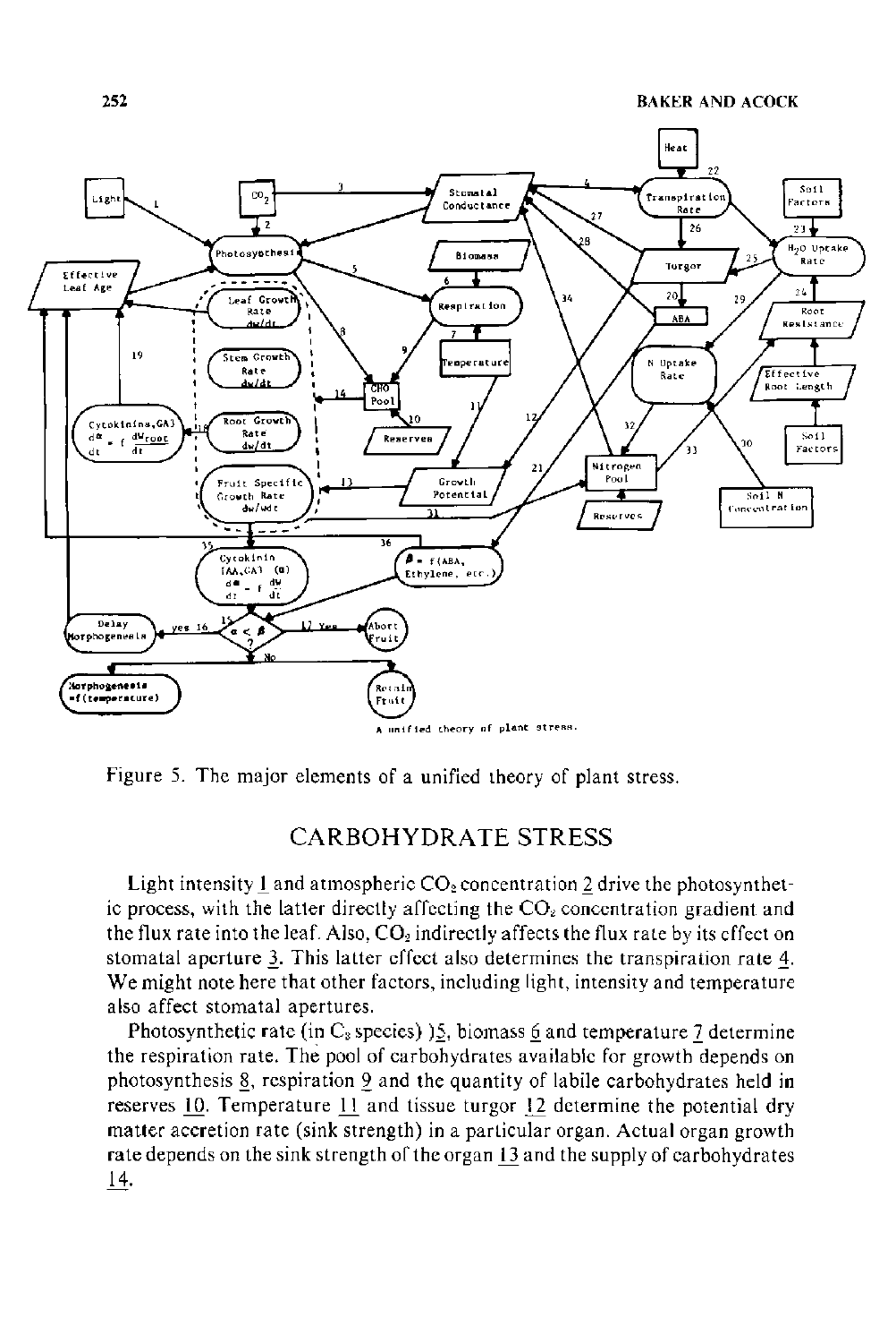Figure 5. The major elements of a unified theory of plant stress.

## CARBOHYDRATE STRESS

Light intensity 1 and atmospheric $CO_2$ concentration 2 drive the photosynthetic process, with the latter directly affecting the $CO_2$ concentration gradient and the flux rate into the leaf. Also, $CO_2$ indirectly affects the flux rate by its effect on stomatal aperture 3. This latter effect also determines the transpiration rate 4. We might note here that other factors, including light, intensity and temperature also affect stomatal apertures.

Photosynthetic rate (in $C_3$ species) )5, biomass 6 and temperature 7 determine the respiration rate. The pool of carbohydrates available for growth depends on photosynthesis 8, respiration 9 and the quantity of labile carbohydrates held in reserves 10. Temperature 11 and tissue turgor 12 determine the potential dry matter accretion rate (sink strength) in a particular organ. Actual organ growth rate depends on the sink strength of the organ 13 and the supply of carbohydrates 14.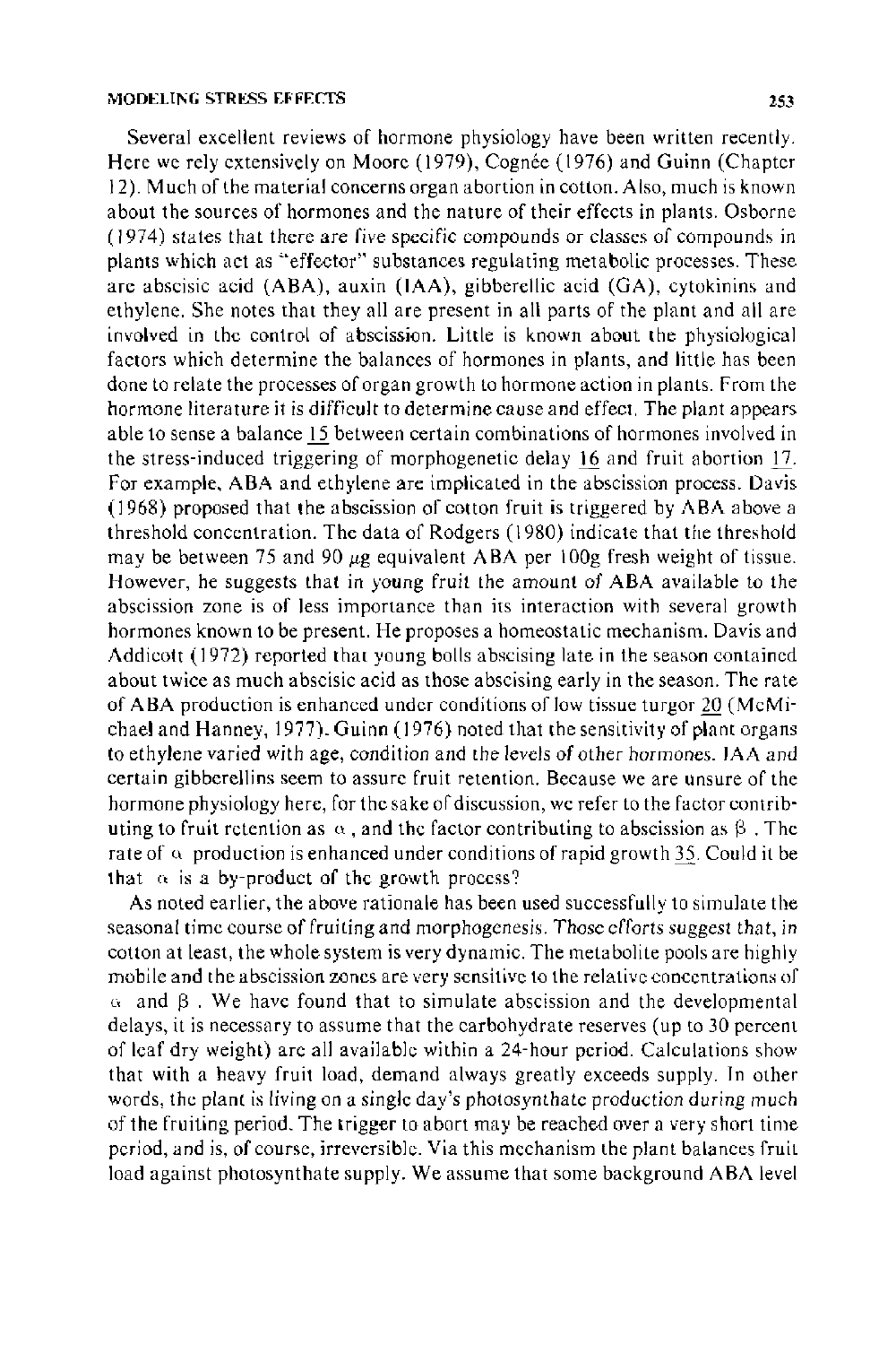Several excellent reviews of hormone physiology have been written recently. Here we rely extensively on Moore (1979), Cognée (1976) and Guinn (Chapter 12). Much of the material concerns organ abortion in cotton. Also, much is known about the sources of hormones and the nature of their effects in plants. Osborne (1974) states that there are five specific compounds or classes of compounds in plants which act as "effector" substances regulating metabolic processes. These are abscisic acid (ABA), auxin (IAA), gibberellic acid (GA), cytokinins and ethylene. She notes that they all are present in all parts of the plant and all are involved in the control of abscission. Little is known about the physiological factors which determine the balances of hormones in plants, and little has been done to relate the processes of organ growth to hormone action in plants. From the hormone literature it is difficult to determine cause and effect. The plant appears able to sense a balance 15 between certain combinations of hormones involved in the stress-induced triggering of morphogenetic delay 16 and fruit abortion 17. For example, ABA and ethylene are implicated in the abscission process. Davis (1968) proposed that the abscission of cotton fruit is triggered by ABA above a threshold concentration. The data of Rodgers (1980) indicate that the threshold may be between 75 and 90 $\mu g$ equivalent ABA per 100g fresh weight of tissue. However, he suggests that in young fruit the amount of ABA available to the abscission zone is of less importance than its interaction with several growth hormones known to be present. He proposes a homeostatic mechanism. Davis and Addicott (1972) reported that young bolls abscising late in the season contained about twice as much abscisic acid as those abscising early in the season. The rate of ABA production is enhanced under conditions of low tissue turgor 20 (McMichael and Hanney, 1977). Guinn (1976) noted that the sensitivity of plant organs to ethylene varied with age, condition and the levels of other hormones. IAA and certain gibberellins seem to assure fruit retention. Because we are unsure of the hormone physiology here, for the sake of discussion, we refer to the factor contributing to fruit retention as $\alpha$, and the factor contributing to abscission as $\beta$. The rate of $\alpha$ production is enhanced under conditions of rapid growth 35. Could it be that $\alpha$ is a by-product of the growth process?

As noted earlier, the above rationale has been used successfully to simulate the seasonal time course of fruiting and morphogenesis. Those efforts suggest that, in cotton at least, the whole system is very dynamic. The metabolite pools are highly mobile and the abscission zones are very sensitive to the relative concentrations of $\alpha$ and $\beta$. We have found that to simulate abscission and the developmental delays, it is necessary to assume that the carbohydrate reserves (up to 30 percent of leaf dry weight) are all available within a 24-hour period. Calculations show that with a heavy fruit load, demand always greatly exceeds supply. In other words, the plant is living on a single day's photosynthate production during much of the fruiting period. The trigger to abort may be reached over a very short time period, and is, of course, irreversible. Via this mechanism the plant balances fruit load against photosynthate supply. We assume that some background ABA level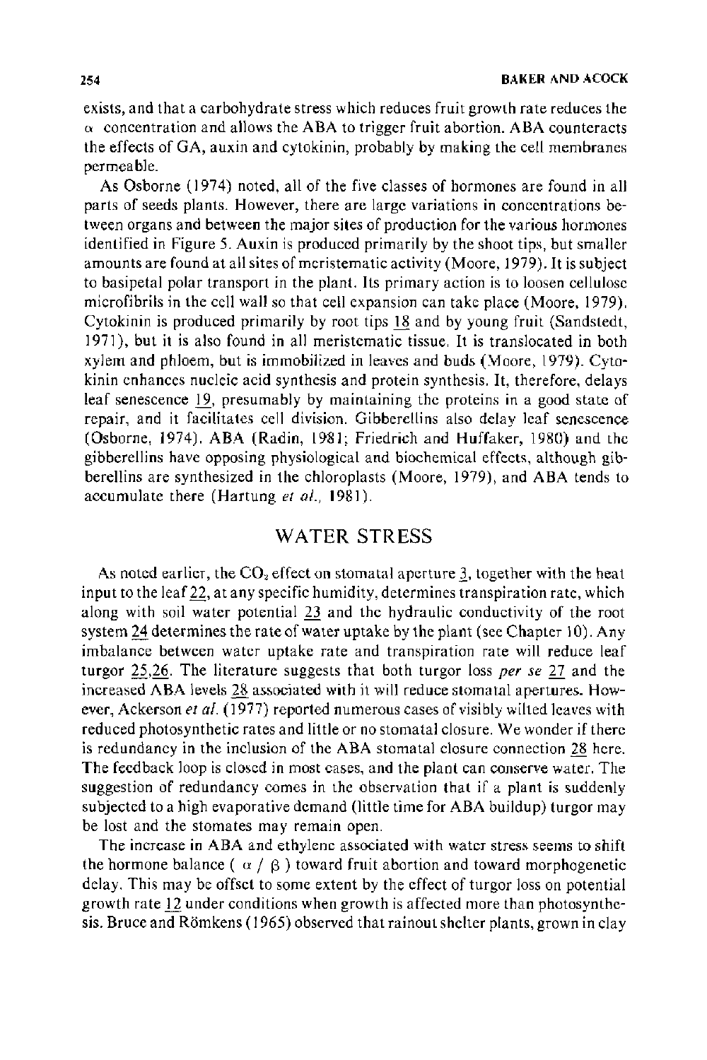exists, and that a carbohydrate stress which reduces fruit growth rate reduces the $\alpha$ concentration and allows the ABA to trigger fruit abortion. ABA counteracts the effects of GA, auxin and cytokinin, probably by making the cell membranes permeable.

As Osborne (1974) noted, all of the five classes of hormones are found in all parts of seeds plants. However, there are large variations in concentrations between organs and between the major sites of production for the various hormones identified in Figure 5. Auxin is produced primarily by the shoot tips, but smaller amounts are found at all sites of meristematic activity (Moore, 1979). It is subject to basipetal polar transport in the plant. Its primary action is to loosen cellulose microfibrils in the cell wall so that cell expansion can take place (Moore, 1979). Cytokinin is produced primarily by root tips <u>18</u> and by young fruit (Sandstedt, 1971), but it is also found in all meristematic tissue. It is translocated in both xylem and phloem, but is immobilized in leaves and buds (Moore, 1979). Cytokinin enhances nucleic acid synthesis and protein synthesis. It, therefore, delays leaf senescence <u>19</u>, presumably by maintaining the proteins in a good state of repair, and it facilitates cell division. Gibberellins also delay leaf senescence (Osborne, 1974). ABA (Radin, 1981; Friedrich and Huffaker, 1980) and the gibberellins have opposing physiological and biochemical effects, although gibberellins are synthesized in the chloroplasts (Moore, 1979), and ABA tends to accumulate there (Hartung *et al.*, 1981).

## WATER STRESS

As noted earlier, the $CO_2$ effect on stomatal aperture <u>3</u>, together with the heat input to the leaf <u>22</u>, at any specific humidity, determines transpiration rate, which along with soil water potential <u>23</u> and the hydraulic conductivity of the root system <u>24</u> determines the rate of water uptake by the plant (see Chapter 10). Any imbalance between water uptake rate and transpiration rate will reduce leaf turgor <u>25,26</u>. The literature suggests that both turgor loss *per se* <u>27</u> and the increased ABA levels <u>28</u> associated with it will reduce stomatal apertures. However, Ackerson *et al.* (1977) reported numerous cases of visibly wilted leaves with reduced photosynthetic rates and little or no stomatal closure. We wonder if there is redundancy in the inclusion of the ABA stomatal closure connection <u>28</u> here. The feedback loop is closed in most cases, and the plant can conserve water. The suggestion of redundancy comes in the observation that if a plant is suddenly subjected to a high evaporative demand (little time for ABA buildup) turgor may be lost and the stomates may remain open.

The increase in ABA and ethylene associated with water stress seems to shift the hormone balance ( $\alpha$ / $\beta$ ) toward fruit abortion and toward morphogenetic delay. This may be offset to some extent by the effect of turgor loss on potential growth rate <u>12</u> under conditions when growth is affected more than photosynthesis. Bruce and Römkens (1965) observed that rainout shelter plants, grown in clay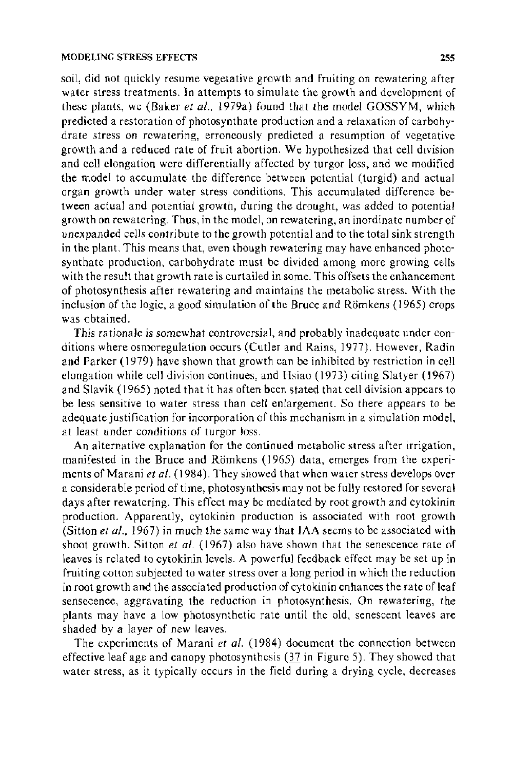soil, did not quickly resume vegetative growth and fruiting on rewatering after water stress treatments. In attempts to simulate the growth and development of these plants, we (Baker *et al.*, 1979a) found that the model GOSSYM, which predicted a restoration of photosynthate production and a relaxation of carbohydrate stress on rewatering, erroneously predicted a resumption of vegetative growth and a reduced rate of fruit abortion. We hypothesized that cell division and cell elongation were differentially affected by turgor loss, and we modified the model to accumulate the difference between potential (turgid) and actual organ growth under water stress conditions. This accumulated difference between actual and potential growth, during the drought, was added to potential growth on rewatering. Thus, in the model, on rewatering, an inordinate number of unexpanded cells contribute to the growth potential and to the total sink strength in the plant. This means that, even though rewatering may have enhanced photosynthate production, carbohydrate must be divided among more growing cells with the result that growth rate is curtailed in some. This offsets the enhancement of photosynthesis after rewatering and maintains the metabolic stress. With the inclusion of the logic, a good simulation of the Bruce and Römkens (1965) crops was obtained.

This rationale is somewhat controversial, and probably inadequate under conditions where osmoregulation occurs (Cutler and Rains, 1977). However, Radin and Parker (1979) have shown that growth can be inhibited by restriction in cell elongation while cell division continues, and Hsiao (1973) citing Slatyer (1967) and Slavik (1965) noted that it has often been stated that cell division appears to be less sensitive to water stress than cell enlargement. So there appears to be adequate justification for incorporation of this mechanism in a simulation model, at least under conditions of turgor loss.

An alternative explanation for the continued metabolic stress after irrigation, manifested in the Bruce and Römkens (1965) data, emerges from the experiments of Marani *et al.* (1984). They showed that when water stress develops over a considerable period of time, photosynthesis may not be fully restored for several days after rewatering. This effect may be mediated by root growth and cytokinin production. Apparently, cytokinin production is associated with root growth (Sitton *et al.*, 1967) in much the same way that IAA seems to be associated with shoot growth. Sitton *et al.* (1967) also have shown that the senescence rate of leaves is related to cytokinin levels. A powerful feedback effect may be set up in fruiting cotton subjected to water stress over a long period in which the reduction in root growth and the associated production of cytokinin enhances the rate of leaf sensecence, aggravating the reduction in photosynthesis. On rewatering, the plants may have a low photosynthetic rate until the old, senescent leaves are shaded by a layer of new leaves.

The experiments of Marani *et al.* (1984) document the connection between effective leaf age and canopy photosynthesis (37 in Figure 5). They showed that water stress, as it typically occurs in the field during a drying cycle, decreases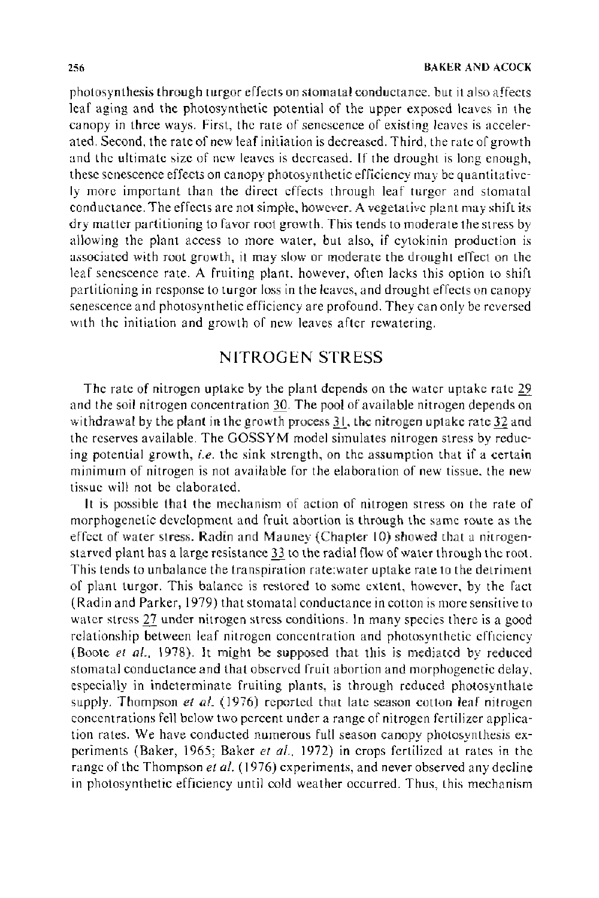photosynthesis through turgor effects on stomatal conductance, but it also affects leaf aging and the photosynthetic potential of the upper exposed leaves in the canopy in three ways. First, the rate of senescence of existing leaves is accelerated. Second, the rate of new leaf initiation is decreased. Third, the rate of growth and the ultimate size of new leaves is decreased. If the drought is long enough, these senescence effects on canopy photosynthetic efficiency may be quantitatively more important than the direct effects through leaf turgor and stomatal conductance. The effects are not simple, however. A vegetative plant may shift its dry matter partitioning to favor root growth. This tends to moderate the stress by allowing the plant access to more water, but also, if cytokinin production is associated with root growth, it may slow or moderate the drought effect on the leaf senescence rate. A fruiting plant, however, often lacks this option to shift partitioning in response to turgor loss in the leaves, and drought effects on canopy senescence and photosynthetic efficiency are profound. They can only be reversed with the initiation and growth of new leaves after rewatering.

## NITROGEN STRESS

The rate of nitrogen uptake by the plant depends on the water uptake rate 29 and the soil nitrogen concentration 30. The pool of available nitrogen depends on withdrawal by the plant in the growth process 31, the nitrogen uptake rate 32 and the reserves available. The GOSSYM model simulates nitrogen stress by reducing potential growth, *i.e.* the sink strength, on the assumption that if a certain minimum of nitrogen is not available for the elaboration of new tissue, the new tissue will not be elaborated.

It is possible that the mechanism of action of nitrogen stress on the rate of morphogenetic development and fruit abortion is through the same route as the effect of water stress. Radin and Mauney (Chapter 10) showed that a nitrogen-starved plant has a large resistance 33 to the radial flow of water through the root. This tends to unbalance the transpiration rate:water uptake rate to the detriment of plant turgor. This balance is restored to some extent, however, by the fact (Radin and Parker, 1979) that stomatal conductance in cotton is more sensitive to water stress 27 under nitrogen stress conditions. In many species there is a good relationship between leaf nitrogen concentration and photosynthetic efficiency (Boote *et al.*, 1978). It might be supposed that this is mediated by reduced stomatal conductance and that observed fruit abortion and morphogenetic delay, especially in indeterminate fruiting plants, is through reduced photosynthate supply. Thompson *et al.* (1976) reported that late season cotton leaf nitrogen concentrations fell below two percent under a range of nitrogen fertilizer application rates. We have conducted numerous full season canopy photosynthesis experiments (Baker, 1965; Baker *et al.*, 1972) in crops fertilized at rates in the range of the Thompson *et al.* (1976) experiments, and never observed any decline in photosynthetic efficiency until cold weather occurred. Thus, this mechanism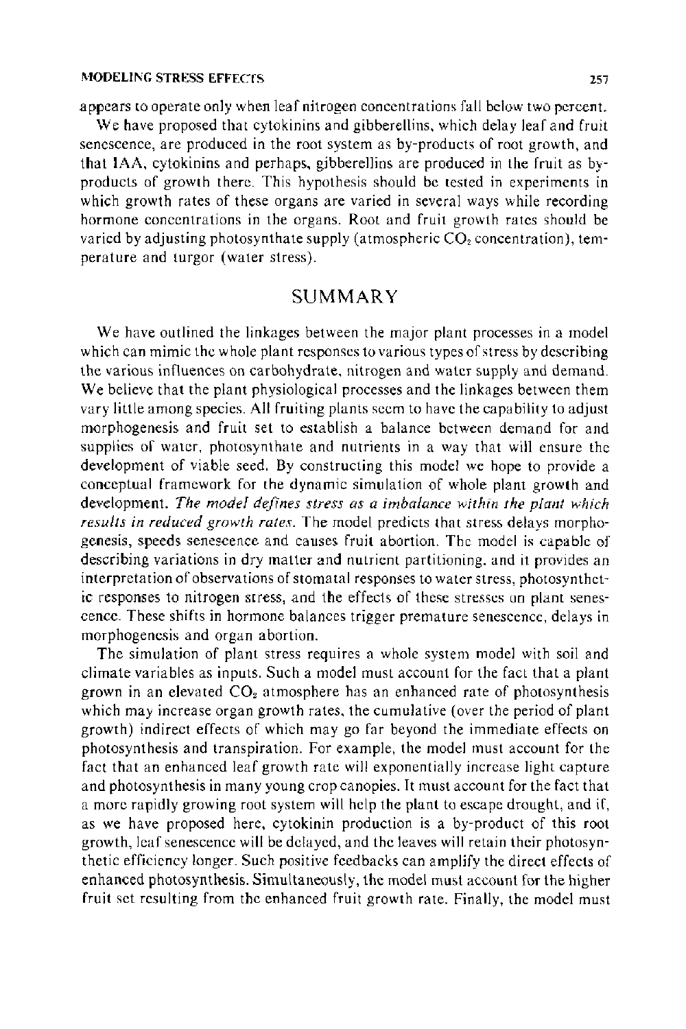appears to operate only when leaf nitrogen concentrations fall below two percent.

We have proposed that cytokinins and gibberellins, which delay leaf and fruit senescence, are produced in the root system as by-products of root growth, and that IAA, cytokinins and perhaps, gibberellins are produced in the fruit as by-products of growth there. This hypothesis should be tested in experiments in which growth rates of these organs are varied in several ways while recording hormone concentrations in the organs. Root and fruit growth rates should be varied by adjusting photosynthate supply (atmospheric $CO_2$ concentration), temperature and turgor (water stress).

## SUMMARY

We have outlined the linkages between the major plant processes in a model which can mimic the whole plant responses to various types of stress by describing the various influences on carbohydrate, nitrogen and water supply and demand. We believe that the plant physiological processes and the linkages between them vary little among species. All fruiting plants seem to have the capability to adjust morphogenesis and fruit set to establish a balance between demand for and supplies of water, photosynthate and nutrients in a way that will ensure the development of viable seed. By constructing this model we hope to provide a conceptual framework for the dynamic simulation of whole plant growth and development. *The model defines stress as a imbalance within the plant which results in reduced growth rates.* The model predicts that stress delays morphogenesis, speeds senescence and causes fruit abortion. The model is capable of describing variations in dry matter and nutrient partitioning, and it provides an interpretation of observations of stomatal responses to water stress, photosynthetic responses to nitrogen stress, and the effects of these stresses on plant senescence. These shifts in hormone balances trigger premature senescence, delays in morphogenesis and organ abortion.

The simulation of plant stress requires a whole system model with soil and climate variables as inputs. Such a model must account for the fact that a plant grown in an elevated $CO_2$ atmosphere has an enhanced rate of photosynthesis which may increase organ growth rates, the cumulative (over the period of plant growth) indirect effects of which may go far beyond the immediate effects on photosynthesis and transpiration. For example, the model must account for the fact that an enhanced leaf growth rate will exponentially increase light capture and photosynthesis in many young crop canopies. It must account for the fact that a more rapidly growing root system will help the plant to escape drought, and if, as we have proposed here, cytokinin production is a by-product of this root growth, leaf senescence will be delayed, and the leaves will retain their photosynthetic efficiency longer. Such positive feedbacks can amplify the direct effects of enhanced photosynthesis. Simultaneously, the model must account for the higher fruit set resulting from the enhanced fruit growth rate. Finally, the model must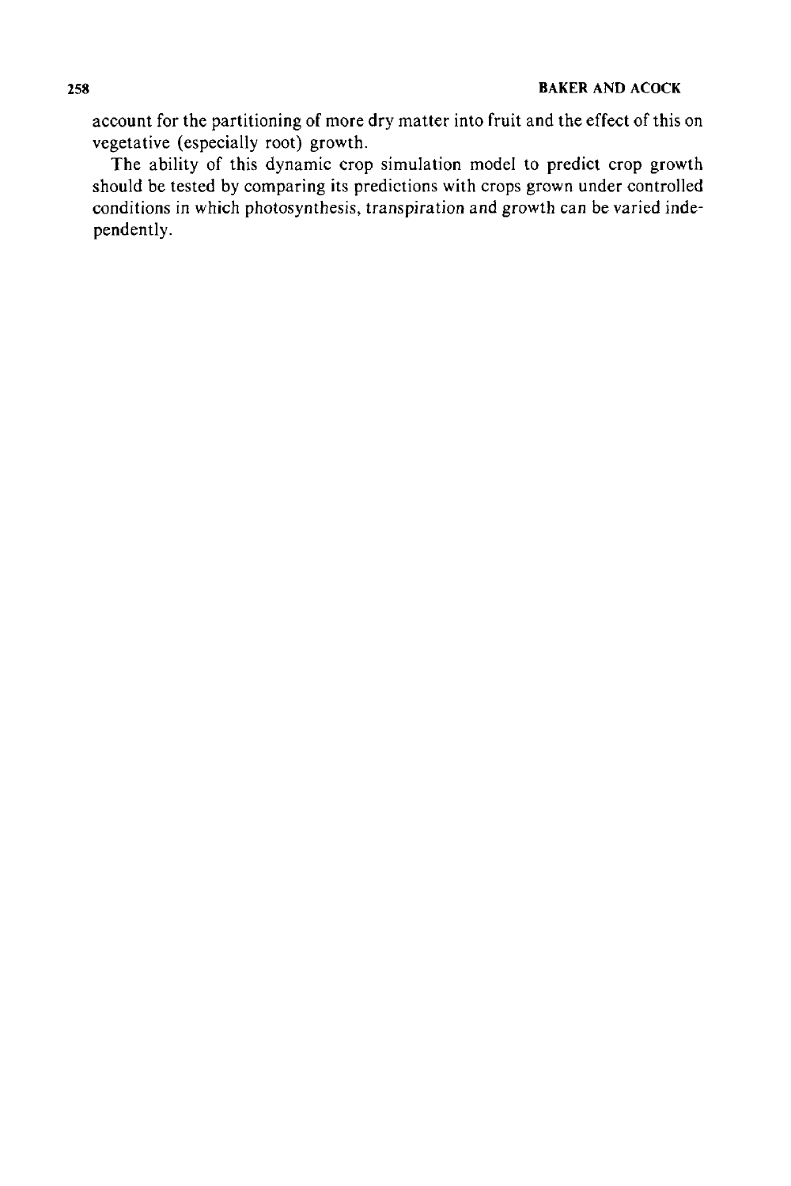account for the partitioning of more dry matter into fruit and the effect of this on vegetative (especially root) growth.

The ability of this dynamic crop simulation model to predict crop growth should be tested by comparing its predictions with crops grown under controlled conditions in which photosynthesis, transpiration and growth can be varied independently.